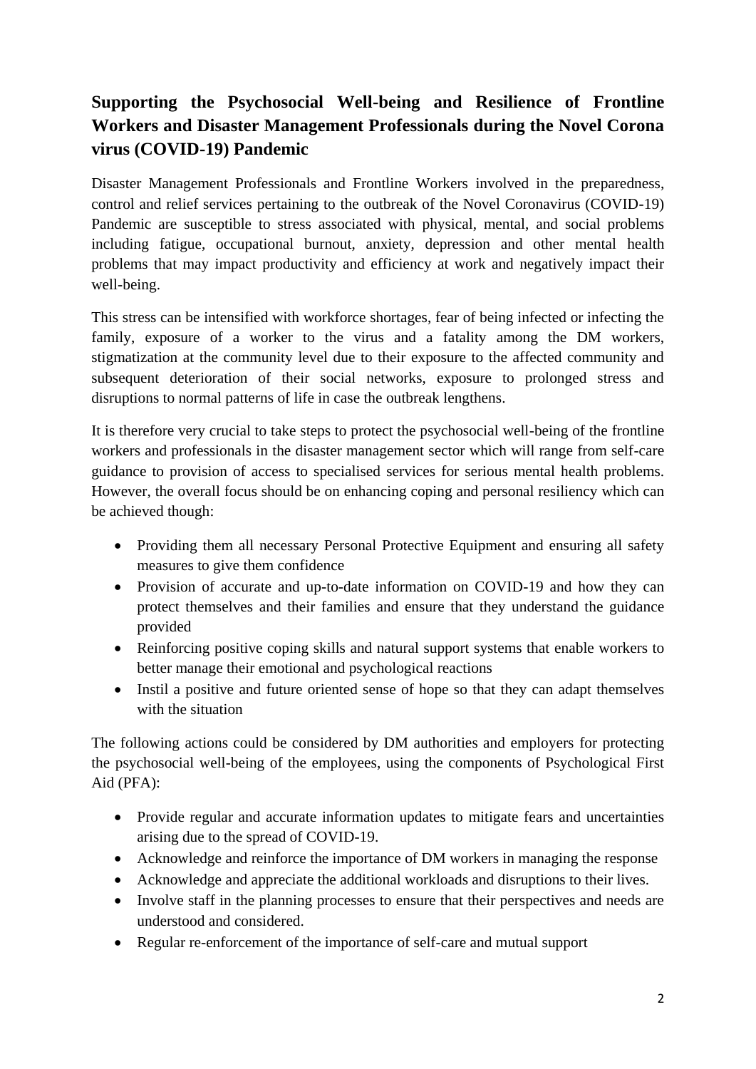## Supporting the Psychosocial Well-being and Resilience of Frontline Workers and Disaster Management Professionals during the Novel Corona virus (COVID-19) Pandemic

Disaster Management Professionals and Frontline Workers involved in the preparedness, control and relief services pertaining to the outbreak of the Novel Coronavirus (COVID-19) Pandemic are susceptible to stress associated with physical, mental, and social problems including fatigue, occupational burnout, anxiety, depression and other mental health problems that may impact productivity and efficiency at work and negatively impact their well-being.

This stress can be intensified with workforce shortages, fear of being infected or infecting the family, exposure of a worker to the virus and a fatality among the DM workers, stigmatization at the community level due to their exposure to the affected community and subsequent deterioration of their social networks, exposure to prolonged stress and disruptions to normal patterns of life in case the outbreak lengthens.

It is therefore very crucial to take steps to protect the psychosocial well-being of the frontline workers and professionals in the disaster management sector which will range from self-care guidance to provision of access to specialised services for serious mental health problems. However, the overall focus should be on enhancing coping and personal resiliency which can be achieved though:

- Providing them all necessary Personal Protective Equipment and ensuring all safety measures to give them confidence
- Provision of accurate and up-to-date information on COVID-19 and how they can protect themselves and their families and ensure that they understand the guidance provided
- Reinforcing positive coping skills and natural support systems that enable workers to better manage their emotional and psychological reactions
- Instil a positive and future oriented sense of hope so that they can adapt themselves with the situation

The following actions could be considered by DM authorities and employers for protecting the psychosocial well-being of the employees, using the components of Psychological First Aid (PFA):

- Provide regular and accurate information updates to mitigate fears and uncertainties arising due to the spread of COVID-19.
- Acknowledge and reinforce the importance of DM workers in managing the response
- Acknowledge and appreciate the additional workloads and disruptions to their lives.
- Involve staff in the planning processes to ensure that their perspectives and needs are understood and considered.
- Regular re-enforcement of the importance of self-care and mutual support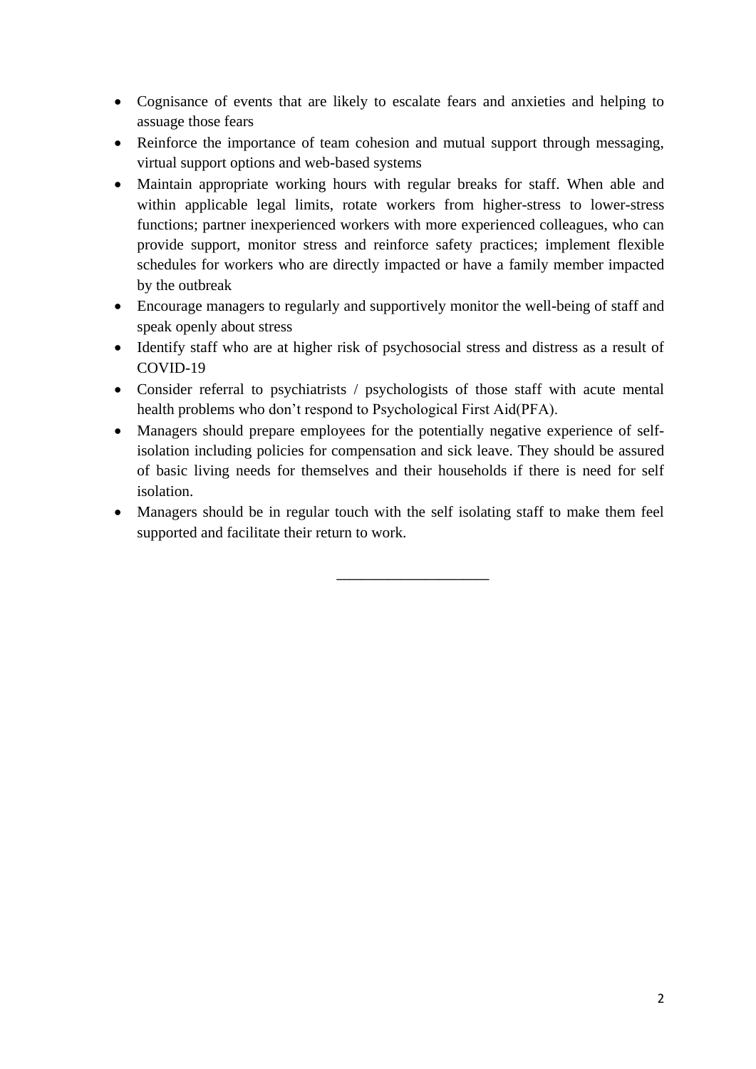- Cognisance of events that are likely to escalate fears and anxieties and helping to assuage those fears
- Reinforce the importance of team cohesion and mutual support through messaging, virtual support options and web-based systems
- Maintain appropriate working hours with regular breaks for staff. When able and within applicable legal limits, rotate workers from higher-stress to lower-stress functions; partner inexperienced workers with more experienced colleagues, who can provide support, monitor stress and reinforce safety practices; implement flexible schedules for workers who are directly impacted or have a family member impacted by the outbreak
- Encourage managers to regularly and supportively monitor the well-being of staff and speak openly about stress
- Identify staff who are at higher risk of psychosocial stress and distress as a result of COVID-19
- Consider referral to psychiatrists / psychologists of those staff with acute mental health problems who don't respond to Psychological First Aid(PFA).
- Managers should prepare employees for the potentially negative experience of self-isolation including policies for compensation and sick leave. They should be assured of basic living needs for themselves and their households if there is need for self isolation.
- Managers should be in regular touch with the self isolating staff to make them feel supported and facilitate their return to work.

---